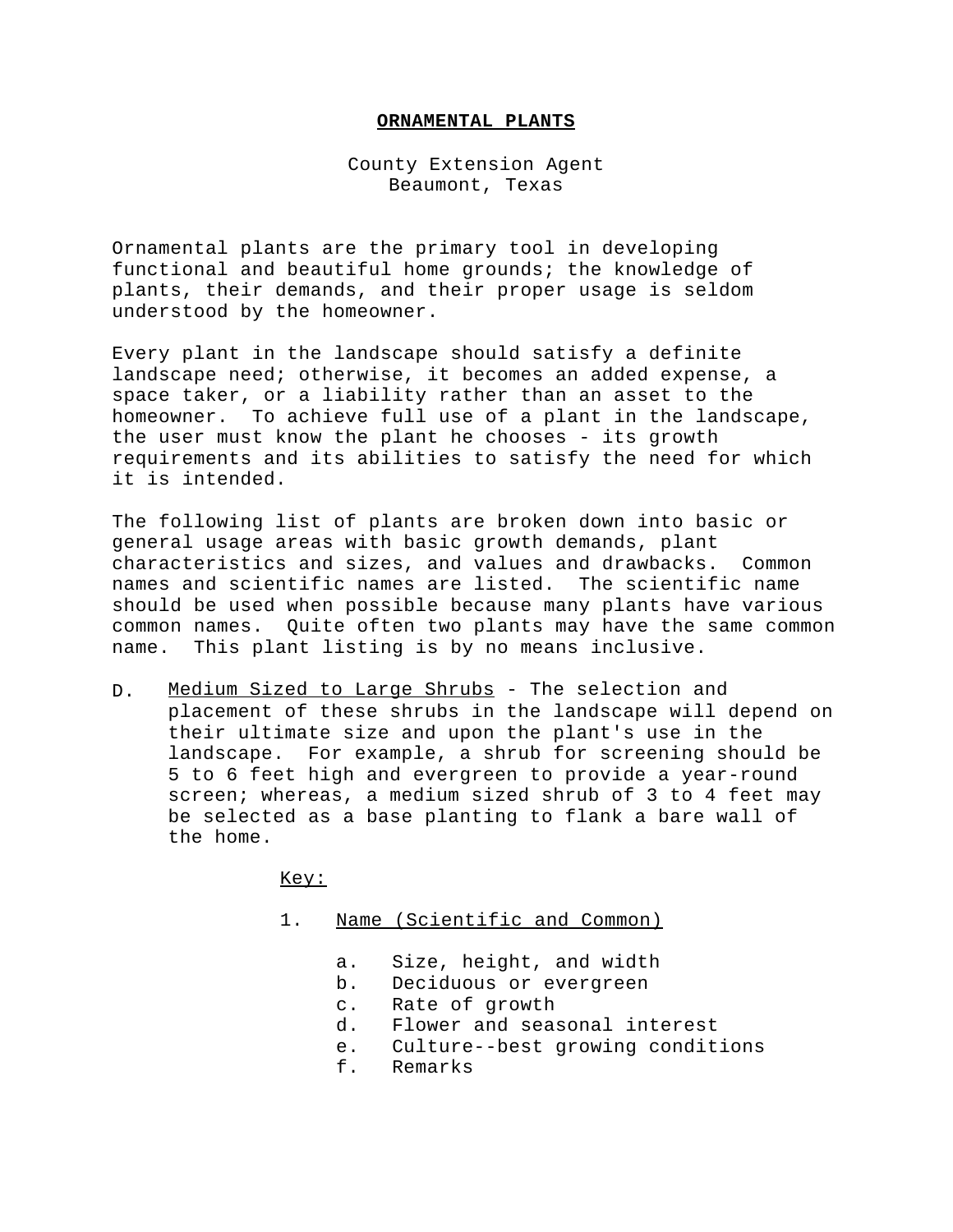# ORNAMENTAL PLANTS

County Extension Agent
Beaumont, Texas

Ornamental plants are the primary tool in developing functional and beautiful home grounds; the knowledge of plants, their demands, and their proper usage is seldom understood by the homeowner.

Every plant in the landscape should satisfy a definite landscape need; otherwise, it becomes an added expense, a space taker, or a liability rather than an asset to the homeowner. To achieve full use of a plant in the landscape, the user must know the plant he chooses - its growth requirements and its abilities to satisfy the need for which it is intended.

The following list of plants are broken down into basic or general usage areas with basic growth demands, plant characteristics and sizes, and values and drawbacks. Common names and scientific names are listed. The scientific name should be used when possible because many plants have various common names. Quite often two plants may have the same common name. This plant listing is by no means inclusive.

D. <u>Medium Sized to Large Shrubs</u> - The selection and placement of these shrubs in the landscape will depend on their ultimate size and upon the plant's use in the landscape. For example, a shrub for screening should be 5 to 6 feet high and evergreen to provide a year-round screen; whereas, a medium sized shrub of 3 to 4 feet may be selected as a base planting to flank a bare wall of the home.

<u>Key:</u>

1. <u>Name (Scientific and Common)</u>
   - a. Size, height, and width
   - b. Deciduous or evergreen
   - c. Rate of growth
   - d. Flower and seasonal interest
   - e. Culture--best growing conditions
   - f. Remarks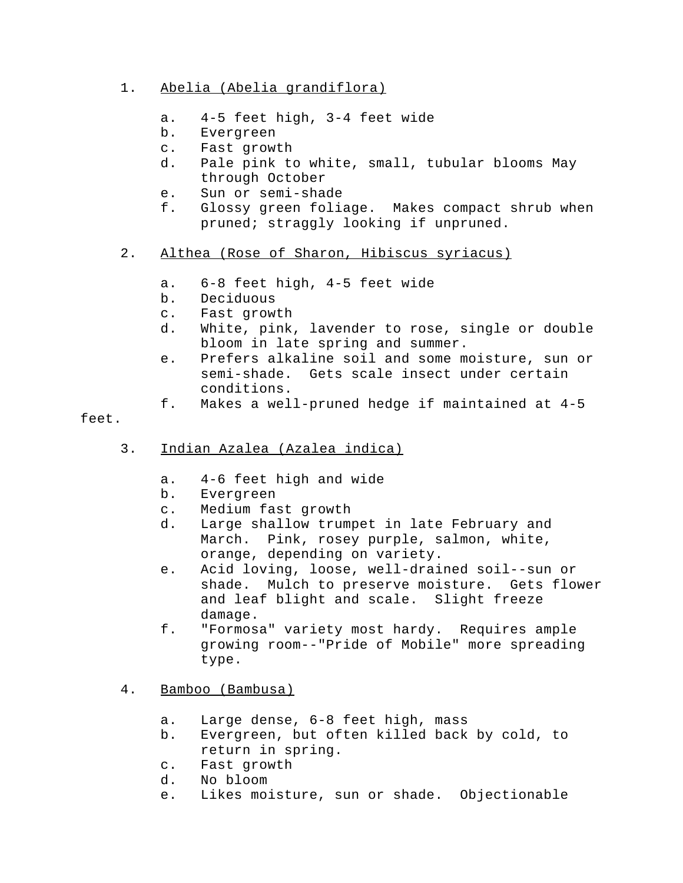1. <u>Abelia (Abelia grandiflora)</u>

   a. 4-5 feet high, 3-4 feet wide
   b. Evergreen
   c. Fast growth
   d. Pale pink to white, small, tubular blooms May through October
   e. Sun or semi-shade
   f. Glossy green foliage. Makes compact shrub when pruned; straggly looking if unpruned.

2. <u>Althea (Rose of Sharon, Hibiscus syriacus)</u>

   a. 6-8 feet high, 4-5 feet wide
   b. Deciduous
   c. Fast growth
   d. White, pink, lavender to rose, single or double bloom in late spring and summer.
   e. Prefers alkaline soil and some moisture, sun or semi-shade. Gets scale insect under certain conditions.
   f. Makes a well-pruned hedge if maintained at 4-5 feet.

3. <u>Indian Azalea (Azalea indica)</u>

   a. 4-6 feet high and wide
   b. Evergreen
   c. Medium fast growth
   d. Large shallow trumpet in late February and March. Pink, rosey purple, salmon, white, orange, depending on variety.
   e. Acid loving, loose, well-drained soil--sun or shade. Mulch to preserve moisture. Gets flower and leaf blight and scale. Slight freeze damage.
   f. "Formosa" variety most hardy. Requires ample growing room--"Pride of Mobile" more spreading type.

4. <u>Bamboo (Bambusa)</u>

   a. Large dense, 6-8 feet high, mass
   b. Evergreen, but often killed back by cold, to return in spring.
   c. Fast growth
   d. No bloom
   e. Likes moisture, sun or shade. Objectionable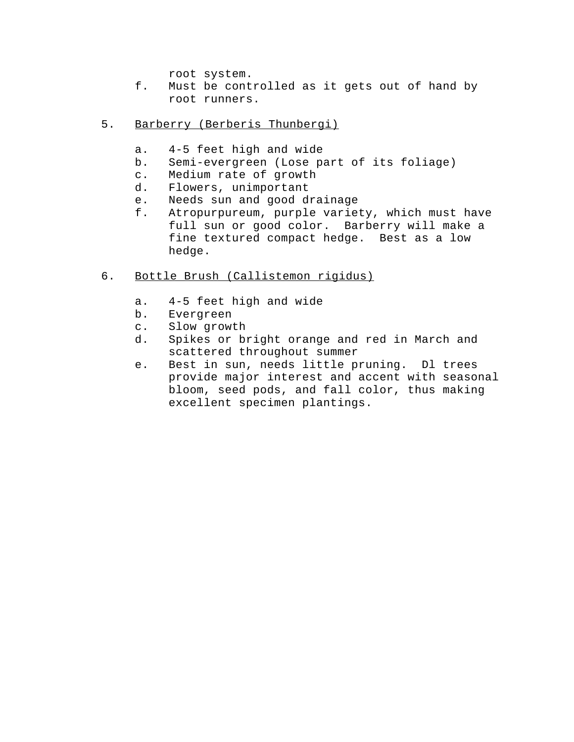root system.

f. Must be controlled as it gets out of hand by root runners.

5. <u>Barberry (Berberis Thunbergi)</u>

   a. 4-5 feet high and wide
   b. Semi-evergreen (Lose part of its foliage)
   c. Medium rate of growth
   d. Flowers, unimportant
   e. Needs sun and good drainage
   f. Atropurpureum, purple variety, which must have full sun or good color. Barberry will make a fine textured compact hedge. Best as a low hedge.

6. <u>Bottle Brush (Callistemon rigidus)</u>

   a. 4-5 feet high and wide
   b. Evergreen
   c. Slow growth
   d. Spikes or bright orange and red in March and scattered throughout summer
   e. Best in sun, needs little pruning. Dl trees provide major interest and accent with seasonal bloom, seed pods, and fall color, thus making excellent specimen plantings.